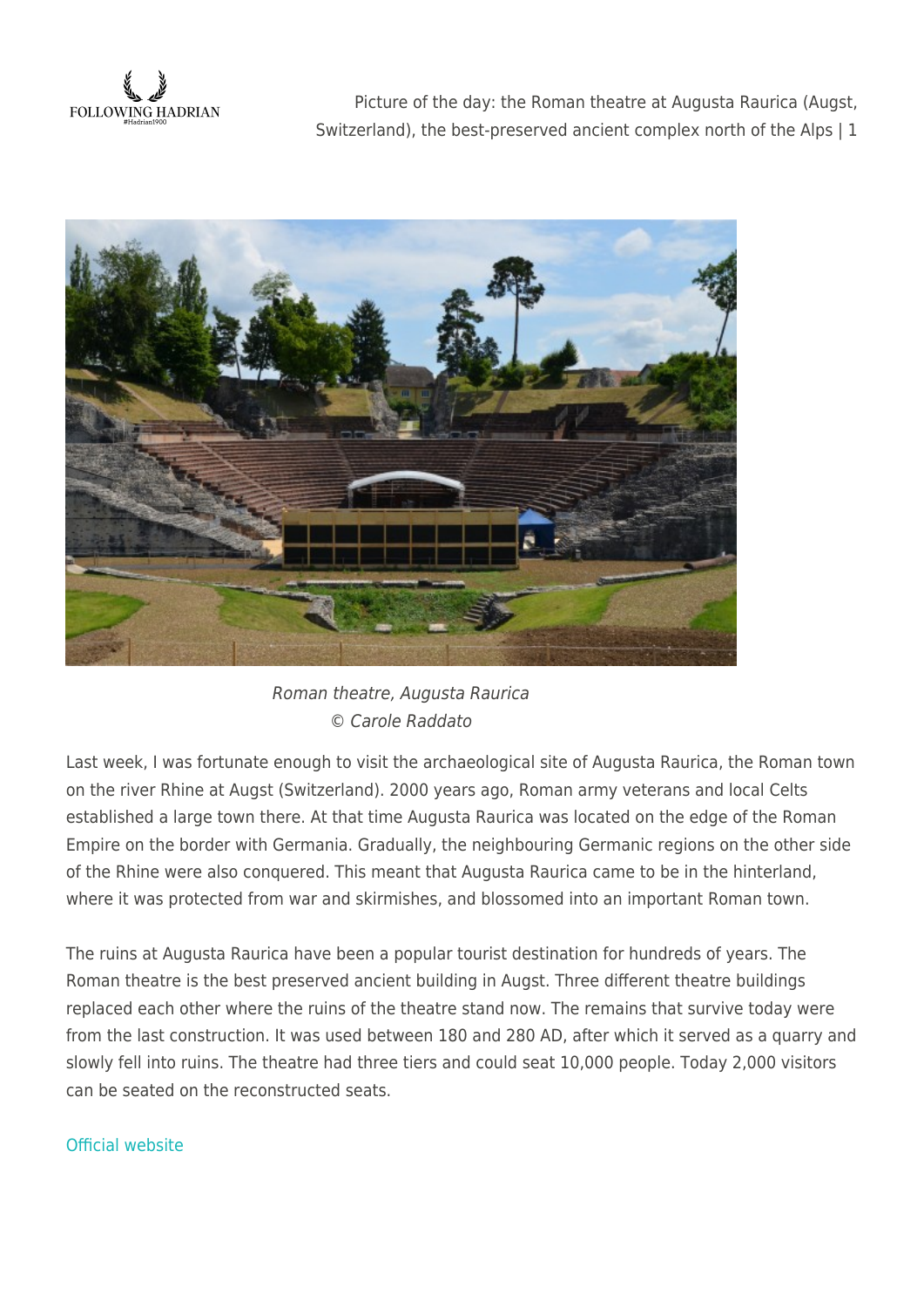Roman theatre, Augusta Raurica
© Carole Raddato

Last week, I was fortunate enough to visit the archaeological site of Augusta Raurica, the Roman town on the river Rhine at Augst (Switzerland). 2000 years ago, Roman army veterans and local Celts established a large town there. At that time Augusta Raurica was located on the edge of the Roman Empire on the border with Germania. Gradually, the neighbouring Germanic regions on the other side of the Rhine were also conquered. This meant that Augusta Raurica came to be in the hinterland, where it was protected from war and skirmishes, and blossomed into an important Roman town.

The ruins at Augusta Raurica have been a popular tourist destination for hundreds of years. The Roman theatre is the best preserved ancient building in Augst. Three different theatre buildings replaced each other where the ruins of the theatre stand now. The remains that survive today were from the last construction. It was used between 180 and 280 AD, after which it served as a quarry and slowly fell into ruins. The theatre had three tiers and could seat 10,000 people. Today 2,000 visitors can be seated on the reconstructed seats.

Official website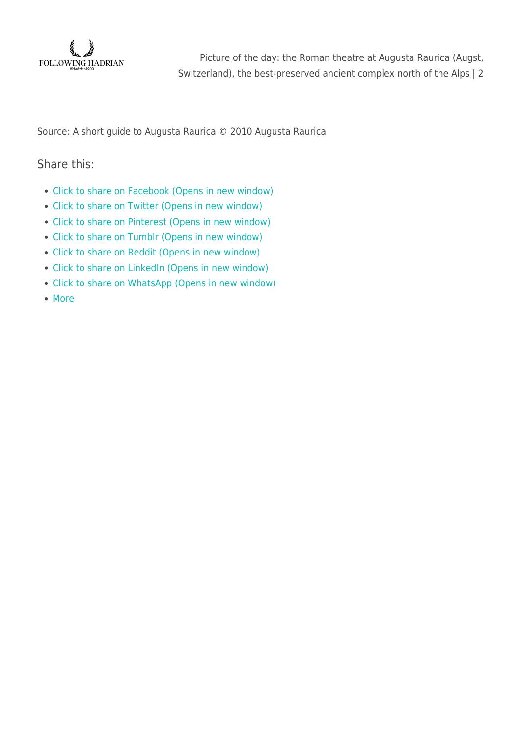Source: A short guide to Augusta Raurica © 2010 Augusta Raurica

## Share this:

- Click to share on Facebook (Opens in new window)
- Click to share on Twitter (Opens in new window)
- Click to share on Pinterest (Opens in new window)
- Click to share on Tumblr (Opens in new window)
- Click to share on Reddit (Opens in new window)
- Click to share on LinkedIn (Opens in new window)
- Click to share on WhatsApp (Opens in new window)
- More